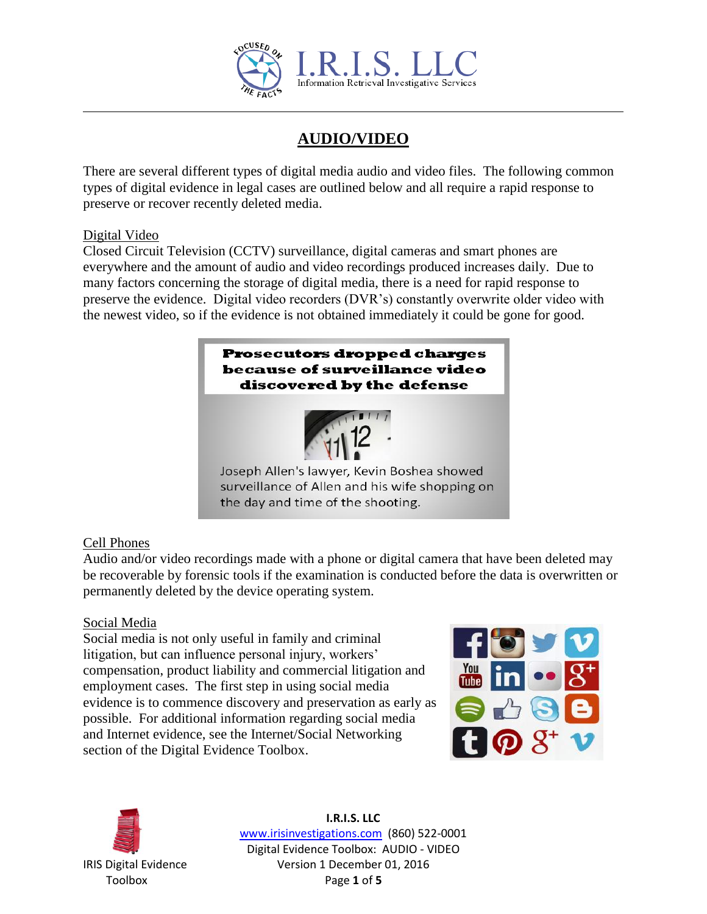# AUDIO/VIDEO

There are several different types of digital media audio and video files. The following common types of digital evidence in legal cases are outlined below and all require a rapid response to preserve or recover recently deleted media.

## Digital Video

Closed Circuit Television (CCTV) surveillance, digital cameras and smart phones are everywhere and the amount of audio and video recordings produced increases daily. Due to many factors concerning the storage of digital media, there is a need for rapid response to preserve the evidence. Digital video recorders (DVR's) constantly overwrite older video with the newest video, so if the evidence is not obtained immediately it could be gone for good.

**Prosecutors dropped charges because of surveillance video discovered by the defense**

Joseph Allen's lawyer, Kevin Boshea showed surveillance of Allen and his wife shopping on the day and time of the shooting.

## Cell Phones

Audio and/or video recordings made with a phone or digital camera that have been deleted may be recoverable by forensic tools if the examination is conducted before the data is overwritten or permanently deleted by the device operating system.

## Social Media

Social media is not only useful in family and criminal litigation, but can influence personal injury, workers' compensation, product liability and commercial litigation and employment cases. The first step in using social media evidence is to commence discovery and preservation as early as possible. For additional information regarding social media and Internet evidence, see the Internet/Social Networking section of the Digital Evidence Toolbox.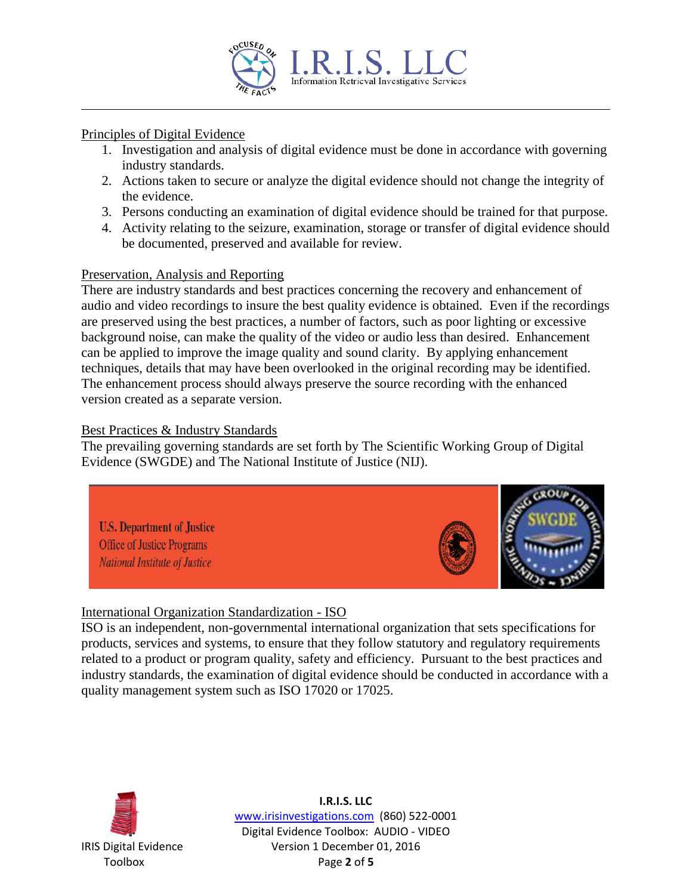## Principles of Digital Evidence

1. Investigation and analysis of digital evidence must be done in accordance with governing industry standards.
2. Actions taken to secure or analyze the digital evidence should not change the integrity of the evidence.
3. Persons conducting an examination of digital evidence should be trained for that purpose.
4. Activity relating to the seizure, examination, storage or transfer of digital evidence should be documented, preserved and available for review.

## Preservation, Analysis and Reporting

There are industry standards and best practices concerning the recovery and enhancement of audio and video recordings to insure the best quality evidence is obtained. Even if the recordings are preserved using the best practices, a number of factors, such as poor lighting or excessive background noise, can make the quality of the video or audio less than desired. Enhancement can be applied to improve the image quality and sound clarity. By applying enhancement techniques, details that may have been overlooked in the original recording may be identified. The enhancement process should always preserve the source recording with the enhanced version created as a separate version.

## Best Practices & Industry Standards

The prevailing governing standards are set forth by The Scientific Working Group of Digital Evidence (SWGDE) and The National Institute of Justice (NIJ).

**U.S. Department of Justice**
Office of Justice Programs
*National Institute of Justice*

## International Organization Standardization - ISO

ISO is an independent, non-governmental international organization that sets specifications for products, services and systems, to ensure that they follow statutory and regulatory requirements related to a product or program quality, safety and efficiency. Pursuant to the best practices and industry standards, the examination of digital evidence should be conducted in accordance with a quality management system such as ISO 17020 or 17025.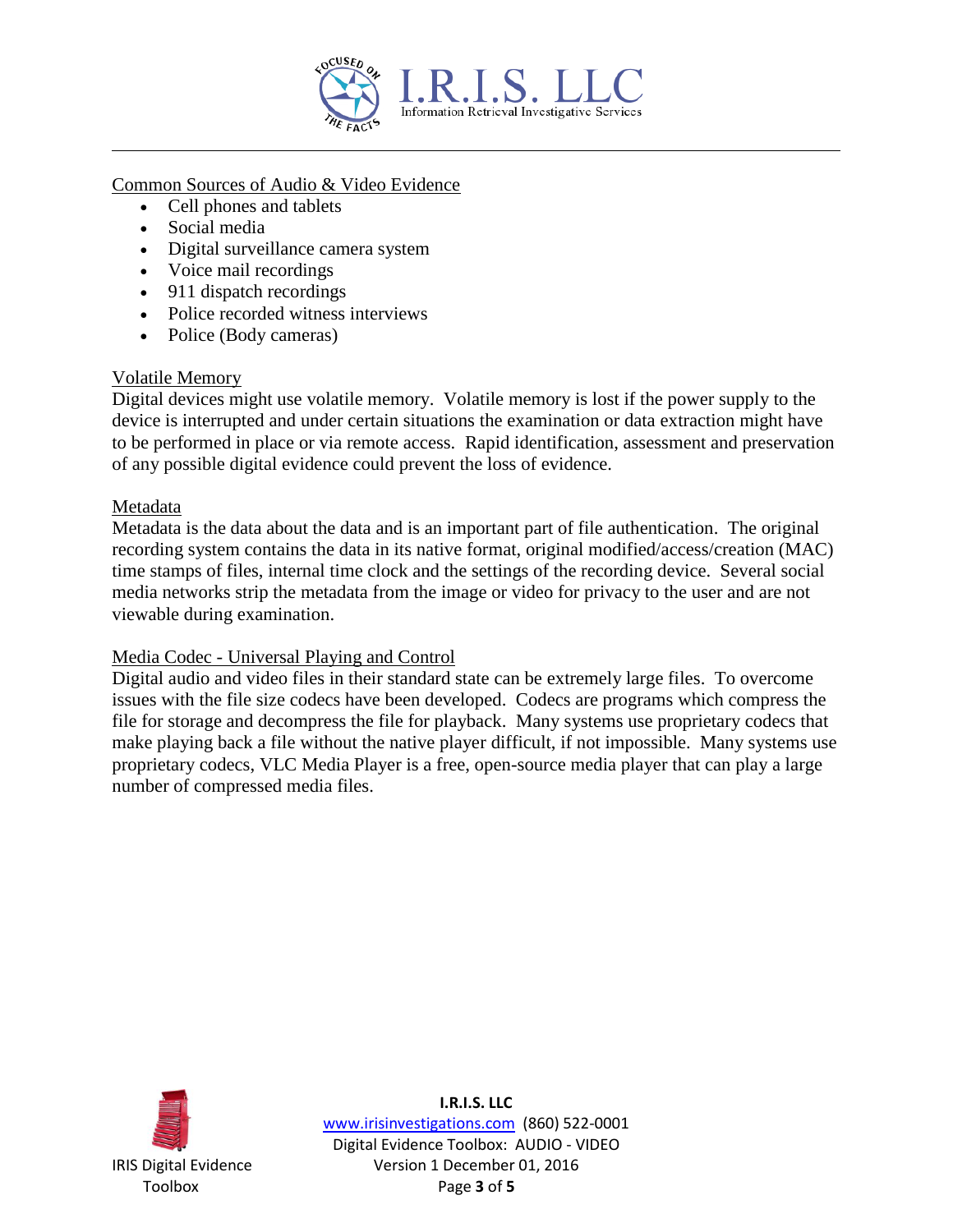## Common Sources of Audio & Video Evidence

- Cell phones and tablets
- Social media
- Digital surveillance camera system
- Voice mail recordings
- 911 dispatch recordings
- Police recorded witness interviews
- Police (Body cameras)

## Volatile Memory

Digital devices might use volatile memory. Volatile memory is lost if the power supply to the device is interrupted and under certain situations the examination or data extraction might have to be performed in place or via remote access. Rapid identification, assessment and preservation of any possible digital evidence could prevent the loss of evidence.

## Metadata

Metadata is the data about the data and is an important part of file authentication. The original recording system contains the data in its native format, original modified/access/creation (MAC) time stamps of files, internal time clock and the settings of the recording device. Several social media networks strip the metadata from the image or video for privacy to the user and are not viewable during examination.

## Media Codec - Universal Playing and Control

Digital audio and video files in their standard state can be extremely large files. To overcome issues with the file size codecs have been developed. Codecs are programs which compress the file for storage and decompress the file for playback. Many systems use proprietary codecs that make playing back a file without the native player difficult, if not impossible. Many systems use proprietary codecs, VLC Media Player is a free, open-source media player that can play a large number of compressed media files.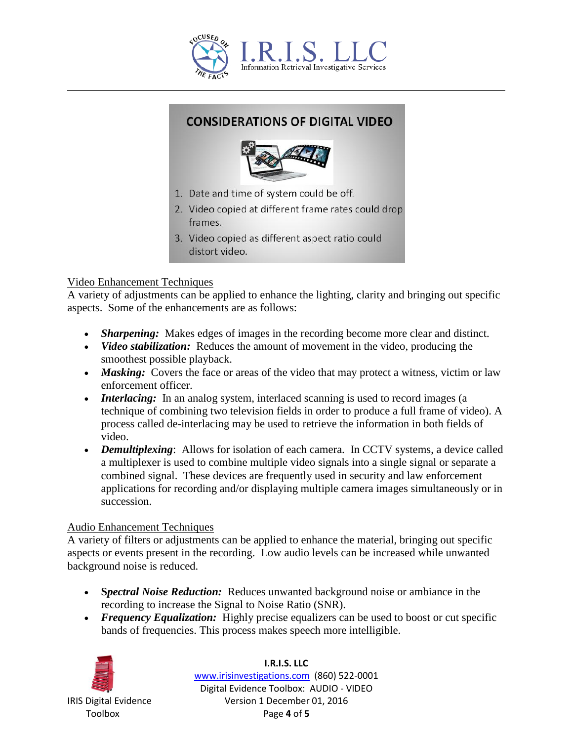## CONSIDERATIONS OF DIGITAL VIDEO

1. Date and time of system could be off.
2. Video copied at different frame rates could drop frames.
3. Video copied as different aspect ratio could distort video.

### Video Enhancement Techniques

A variety of adjustments can be applied to enhance the lighting, clarity and bringing out specific aspects. Some of the enhancements are as follows:

- ***Sharpening:*** Makes edges of images in the recording become more clear and distinct.
- ***Video stabilization:*** Reduces the amount of movement in the video, producing the smoothest possible playback.
- ***Masking:*** Covers the face or areas of the video that may protect a witness, victim or law enforcement officer.
- ***Interlacing:*** In an analog system, interlaced scanning is used to record images (a technique of combining two television fields in order to produce a full frame of video). A process called de-interlacing may be used to retrieve the information in both fields of video.
- ***Demultiplexing***: Allows for isolation of each camera. In CCTV systems, a device called a multiplexer is used to combine multiple video signals into a single signal or separate a combined signal. These devices are frequently used in security and law enforcement applications for recording and/or displaying multiple camera images simultaneously or in succession.

### Audio Enhancement Techniques

A variety of filters or adjustments can be applied to enhance the material, bringing out specific aspects or events present in the recording. Low audio levels can be increased while unwanted background noise is reduced.

- ***Spectral Noise Reduction:*** Reduces unwanted background noise or ambiance in the recording to increase the Signal to Noise Ratio (SNR).
- ***Frequency Equalization:*** Highly precise equalizers can be used to boost or cut specific bands of frequencies. This process makes speech more intelligible.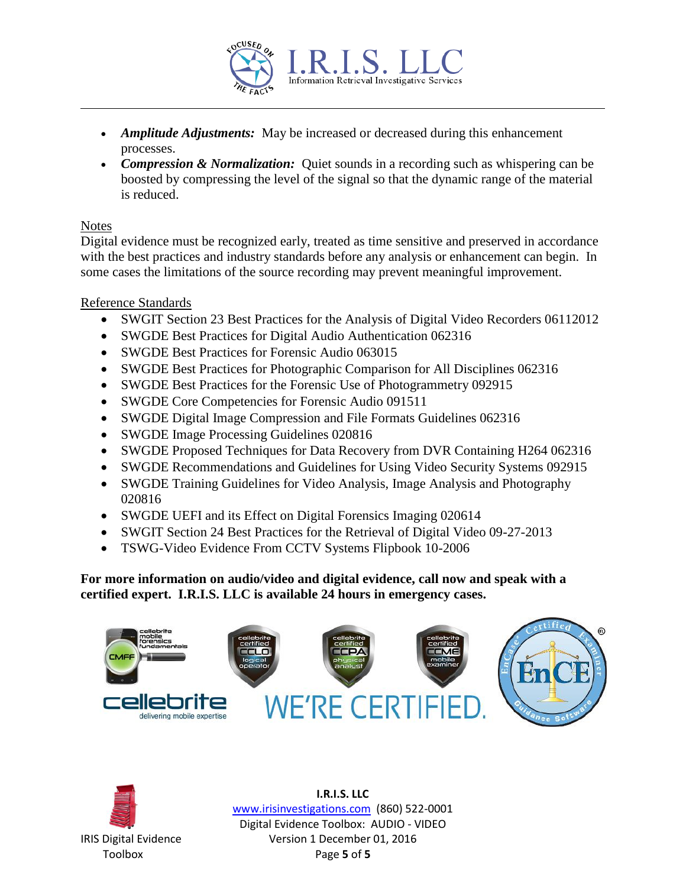- ***Amplitude Adjustments:*** May be increased or decreased during this enhancement processes.
- ***Compression & Normalization:*** Quiet sounds in a recording such as whispering can be boosted by compressing the level of the signal so that the dynamic range of the material is reduced.

Notes

Digital evidence must be recognized early, treated as time sensitive and preserved in accordance with the best practices and industry standards before any analysis or enhancement can begin. In some cases the limitations of the source recording may prevent meaningful improvement.

Reference Standards

- SWGIT Section 23 Best Practices for the Analysis of Digital Video Recorders 06112012
- SWGDE Best Practices for Digital Audio Authentication 062316
- SWGDE Best Practices for Forensic Audio 063015
- SWGDE Best Practices for Photographic Comparison for All Disciplines 062316
- SWGDE Best Practices for the Forensic Use of Photogrammetry 092915
- SWGDE Core Competencies for Forensic Audio 091511
- SWGDE Digital Image Compression and File Formats Guidelines 062316
- SWGDE Image Processing Guidelines 020816
- SWGDE Proposed Techniques for Data Recovery from DVR Containing H264 062316
- SWGDE Recommendations and Guidelines for Using Video Security Systems 092915
- SWGDE Training Guidelines for Video Analysis, Image Analysis and Photography 020816
- SWGDE UEFI and its Effect on Digital Forensics Imaging 020614
- SWGIT Section 24 Best Practices for the Retrieval of Digital Video 09-27-2013
- TSWG-Video Evidence From CCTV Systems Flipbook 10-2006

**For more information on audio/video and digital evidence, call now and speak with a certified expert. I.R.I.S. LLC is available 24 hours in emergency cases.**

WE'RE CERTIFIED.